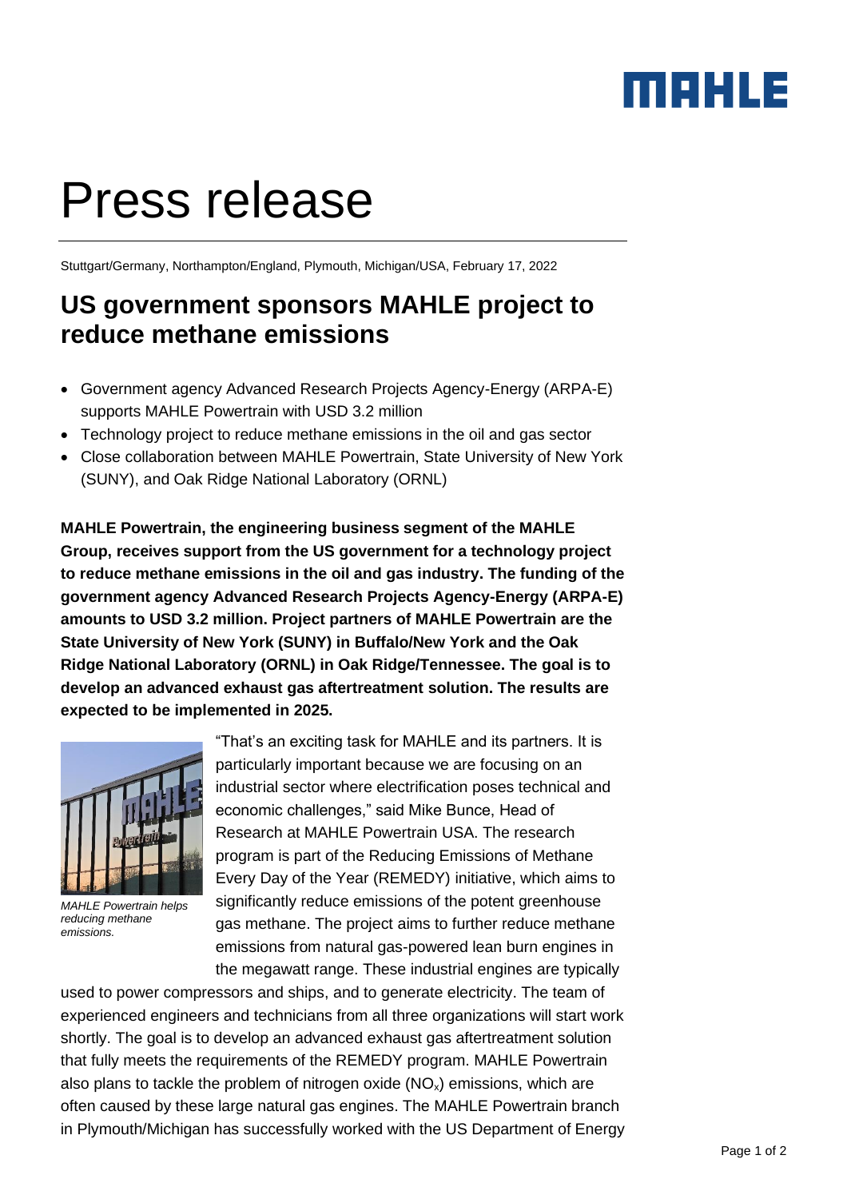# Press release

Stuttgart/Germany, Northampton/England, Plymouth, Michigan/USA, February 17, 2022

## US government sponsors MAHLE project to reduce methane emissions

- Government agency Advanced Research Projects Agency-Energy (ARPA-E) supports MAHLE Powertrain with USD 3.2 million
- Technology project to reduce methane emissions in the oil and gas sector
- Close collaboration between MAHLE Powertrain, State University of New York (SUNY), and Oak Ridge National Laboratory (ORNL)

**MAHLE Powertrain, the engineering business segment of the MAHLE Group, receives support from the US government for a technology project to reduce methane emissions in the oil and gas industry. The funding of the government agency Advanced Research Projects Agency-Energy (ARPA-E) amounts to USD 3.2 million. Project partners of MAHLE Powertrain are the State University of New York (SUNY) in Buffalo/New York and the Oak Ridge National Laboratory (ORNL) in Oak Ridge/Tennessee. The goal is to develop an advanced exhaust gas aftertreatment solution. The results are expected to be implemented in 2025.**

*MAHLE Powertrain helps reducing methane emissions.*

"That's an exciting task for MAHLE and its partners. It is particularly important because we are focusing on an industrial sector where electrification poses technical and economic challenges," said Mike Bunce, Head of Research at MAHLE Powertrain USA. The research program is part of the Reducing Emissions of Methane Every Day of the Year (REMEDY) initiative, which aims to significantly reduce emissions of the potent greenhouse gas methane. The project aims to further reduce methane emissions from natural gas-powered lean burn engines in the megawatt range. These industrial engines are typically used to power compressors and ships, and to generate electricity. The team of experienced engineers and technicians from all three organizations will start work shortly. The goal is to develop an advanced exhaust gas aftertreatment solution that fully meets the requirements of the REMEDY program. MAHLE Powertrain also plans to tackle the problem of nitrogen oxide ($NO_x$) emissions, which are often caused by these large natural gas engines. The MAHLE Powertrain branch in Plymouth/Michigan has successfully worked with the US Department of Energy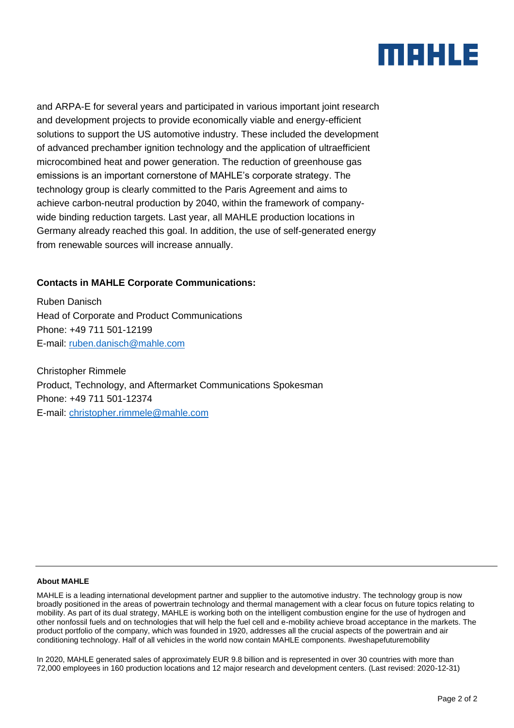and ARPA-E for several years and participated in various important joint research and development projects to provide economically viable and energy-efficient solutions to support the US automotive industry. These included the development of advanced prechamber ignition technology and the application of ultraefficient microcombined heat and power generation. The reduction of greenhouse gas emissions is an important cornerstone of MAHLE's corporate strategy. The technology group is clearly committed to the Paris Agreement and aims to achieve carbon-neutral production by 2040, within the framework of company-wide binding reduction targets. Last year, all MAHLE production locations in Germany already reached this goal. In addition, the use of self-generated energy from renewable sources will increase annually.

**Contacts in MAHLE Corporate Communications:**

Ruben Danisch
Head of Corporate and Product Communications
Phone: +49 711 501-12199
E-mail: ruben.danisch@mahle.com

Christopher Rimmele
Product, Technology, and Aftermarket Communications Spokesman
Phone: +49 711 501-12374
E-mail: christopher.rimmele@mahle.com

---

**About MAHLE**

MAHLE is a leading international development partner and supplier to the automotive industry. The technology group is now broadly positioned in the areas of powertrain technology and thermal management with a clear focus on future topics relating to mobility. As part of its dual strategy, MAHLE is working both on the intelligent combustion engine for the use of hydrogen and other nonfossil fuels and on technologies that will help the fuel cell and e-mobility achieve broad acceptance in the markets. The product portfolio of the company, which was founded in 1920, addresses all the crucial aspects of the powertrain and air conditioning technology. Half of all vehicles in the world now contain MAHLE components. #weshapefuturemobility

In 2020, MAHLE generated sales of approximately EUR 9.8 billion and is represented in over 30 countries with more than 72,000 employees in 160 production locations and 12 major research and development centers. (Last revised: 2020-12-31)